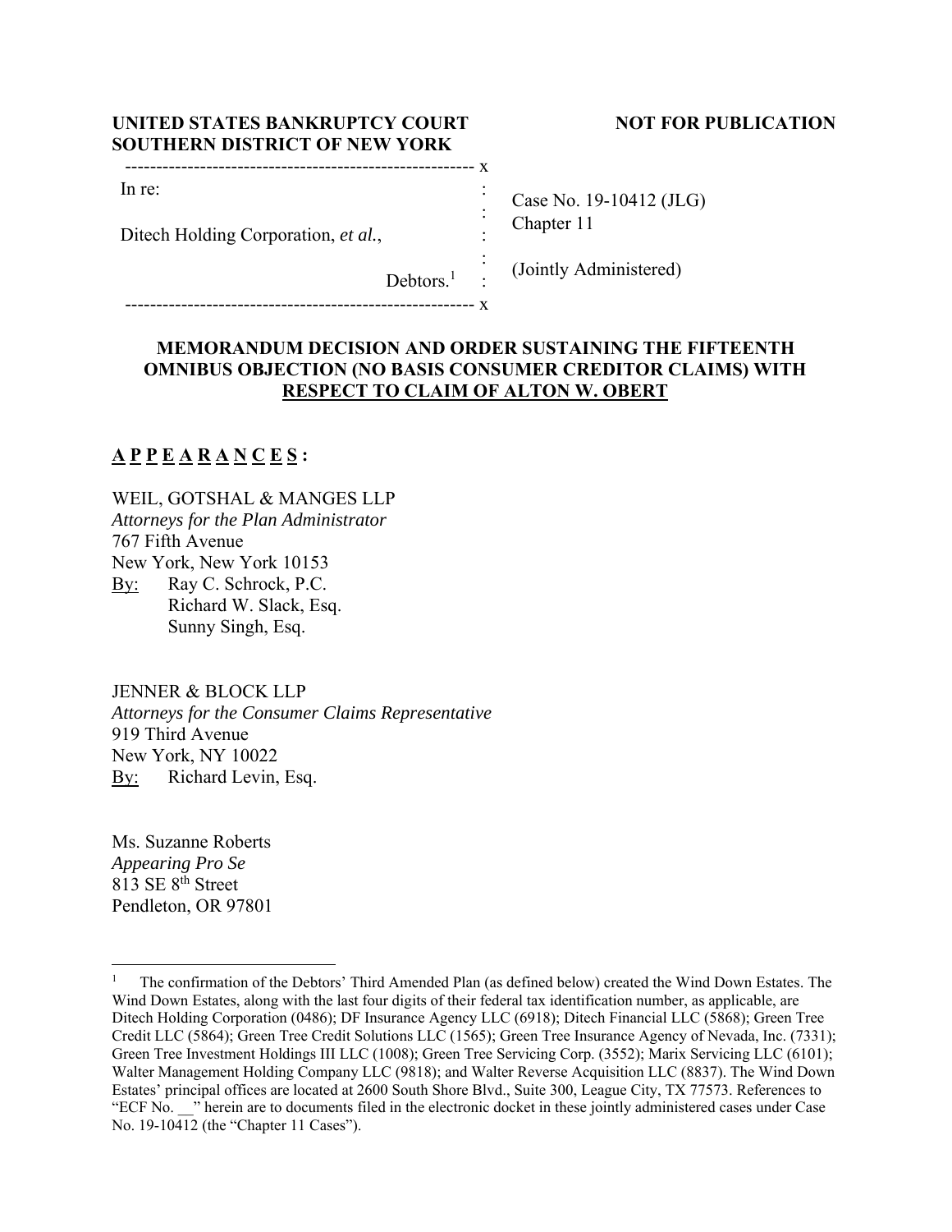**UNITED STATES BANKRUPTCY COURT**
**SOUTHERN DISTRICT OF NEW YORK**

**NOT FOR PUBLICATION**

| | | |
|---|---|---|
| In re: | : | Case No. 19-10412 (JLG) |
| | : | Chapter 11 |
| Ditech Holding Corporation, *et al.*, | : | |
| | : | (Jointly Administered) |
| Debtors.[1] | : | |

## MEMORANDUM DECISION AND ORDER SUSTAINING THE FIFTEENTH OMNIBUS OBJECTION (NO BASIS CONSUMER CREDITOR CLAIMS) WITH RESPECT TO CLAIM OF ALTON W. OBERT

**A P P E A R A N C E S :**

WEIL, GOTSHAL & MANGES LLP
*Attorneys for the Plan Administrator*
767 Fifth Avenue
New York, New York 10153
By: Ray C. Schrock, P.C.
Richard W. Slack, Esq.
Sunny Singh, Esq.

JENNER & BLOCK LLP
*Attorneys for the Consumer Claims Representative*
919 Third Avenue
New York, NY 10022
By: Richard Levin, Esq.

Ms. Suzanne Roberts
*Appearing Pro Se*
813 SE 8th Street
Pendleton, OR 97801

---

[1] The confirmation of the Debtors' Third Amended Plan (as defined below) created the Wind Down Estates. The Wind Down Estates, along with the last four digits of their federal tax identification number, as applicable, are Ditech Holding Corporation (0486); DF Insurance Agency LLC (6918); Ditech Financial LLC (5868); Green Tree Credit LLC (5864); Green Tree Credit Solutions LLC (1565); Green Tree Insurance Agency of Nevada, Inc. (7331); Green Tree Investment Holdings III LLC (1008); Green Tree Servicing Corp. (3552); Marix Servicing LLC (6101); Walter Management Holding Company LLC (9818); and Walter Reverse Acquisition LLC (8837). The Wind Down Estates' principal offices are located at 2600 South Shore Blvd., Suite 300, League City, TX 77573. References to "ECF No. __" herein are to documents filed in the electronic docket in these jointly administered cases under Case No. 19-10412 (the "Chapter 11 Cases").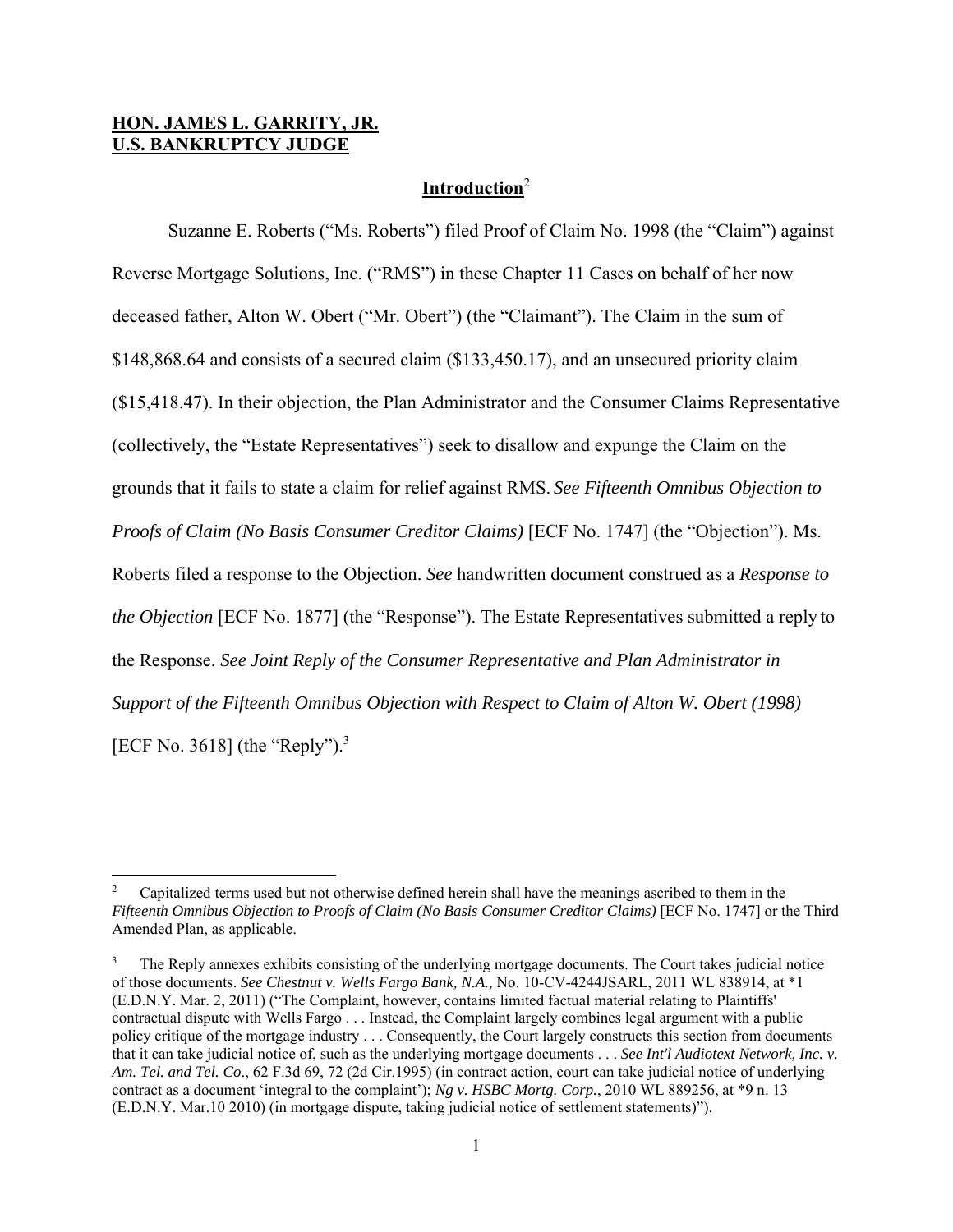**HON. JAMES L. GARRITY, JR.**
**U.S. BANKRUPTCY JUDGE**

## Introduction[2]

Suzanne E. Roberts ("Ms. Roberts") filed Proof of Claim No. 1998 (the "Claim") against Reverse Mortgage Solutions, Inc. ("RMS") in these Chapter 11 Cases on behalf of her now deceased father, Alton W. Obert ("Mr. Obert") (the "Claimant"). The Claim in the sum of $148,868.64 and consists of a secured claim ($133,450.17), and an unsecured priority claim ($15,418.47). In their objection, the Plan Administrator and the Consumer Claims Representative (collectively, the "Estate Representatives") seek to disallow and expunge the Claim on the grounds that it fails to state a claim for relief against RMS. *See Fifteenth Omnibus Objection to Proofs of Claim (No Basis Consumer Creditor Claims)* [ECF No. 1747] (the "Objection"). Ms. Roberts filed a response to the Objection. *See* handwritten document construed as a *Response to the Objection* [ECF No. 1877] (the "Response"). The Estate Representatives submitted a reply to the Response. *See Joint Reply of the Consumer Representative and Plan Administrator in Support of the Fifteenth Omnibus Objection with Respect to Claim of Alton W. Obert (1998)* [ECF No. 3618] (the "Reply").[3]

---

[2] Capitalized terms used but not otherwise defined herein shall have the meanings ascribed to them in the *Fifteenth Omnibus Objection to Proofs of Claim (No Basis Consumer Creditor Claims)* [ECF No. 1747] or the Third Amended Plan, as applicable.

[3] The Reply annexes exhibits consisting of the underlying mortgage documents. The Court takes judicial notice of those documents. *See Chestnut v. Wells Fargo Bank, N.A.,* No. 10-CV-4244JSARL, 2011 WL 838914, at *1 (E.D.N.Y. Mar. 2, 2011) ("The Complaint, however, contains limited factual material relating to Plaintiffs' contractual dispute with Wells Fargo . . . Instead, the Complaint largely combines legal argument with a public policy critique of the mortgage industry . . . Consequently, the Court largely constructs this section from documents that it can take judicial notice of, such as the underlying mortgage documents . . . *See Int'l Audiotext Network, Inc. v. Am. Tel. and Tel. Co*., 62 F.3d 69, 72 (2d Cir.1995) (in contract action, court can take judicial notice of underlying contract as a document 'integral to the complaint'); *Ng v. HSBC Mortg. Corp.*, 2010 WL 889256, at *9 n. 13 (E.D.N.Y. Mar.10 2010) (in mortgage dispute, taking judicial notice of settlement statements)").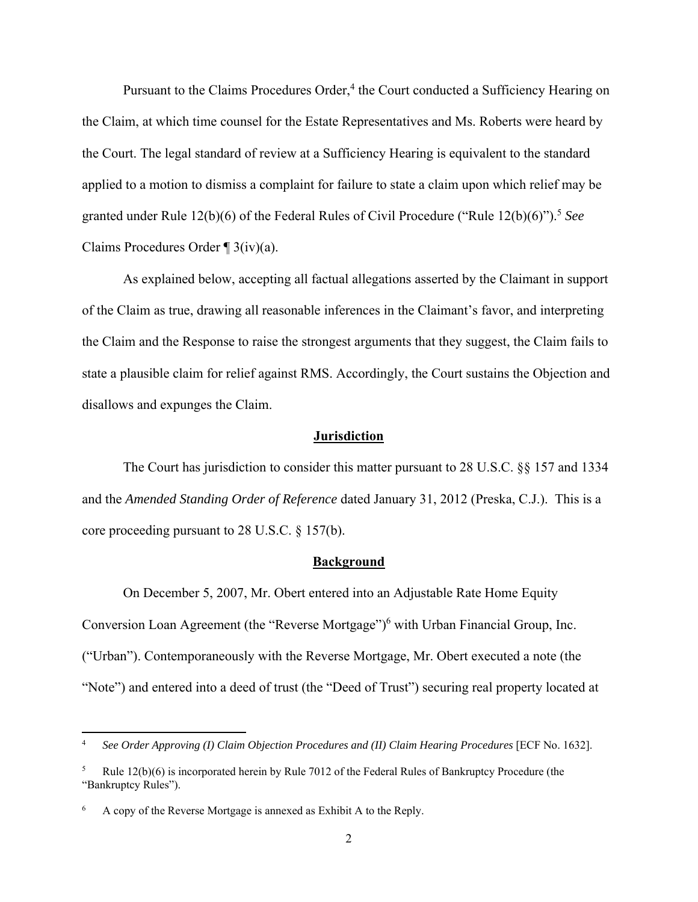Pursuant to the Claims Procedures Order,[4] the Court conducted a Sufficiency Hearing on the Claim, at which time counsel for the Estate Representatives and Ms. Roberts were heard by the Court. The legal standard of review at a Sufficiency Hearing is equivalent to the standard applied to a motion to dismiss a complaint for failure to state a claim upon which relief may be granted under Rule 12(b)(6) of the Federal Rules of Civil Procedure ("Rule 12(b)(6)").[5] *See* Claims Procedures Order ¶ 3(iv)(a).

As explained below, accepting all factual allegations asserted by the Claimant in support of the Claim as true, drawing all reasonable inferences in the Claimant's favor, and interpreting the Claim and the Response to raise the strongest arguments that they suggest, the Claim fails to state a plausible claim for relief against RMS. Accordingly, the Court sustains the Objection and disallows and expunges the Claim.

## **Jurisdiction**

The Court has jurisdiction to consider this matter pursuant to 28 U.S.C. §§ 157 and 1334 and the *Amended Standing Order of Reference* dated January 31, 2012 (Preska, C.J.). This is a core proceeding pursuant to 28 U.S.C. § 157(b).

## **Background**

On December 5, 2007, Mr. Obert entered into an Adjustable Rate Home Equity Conversion Loan Agreement (the "Reverse Mortgage")[6] with Urban Financial Group, Inc. ("Urban"). Contemporaneously with the Reverse Mortgage, Mr. Obert executed a note (the "Note") and entered into a deed of trust (the "Deed of Trust") securing real property located at

---

[4] *See Order Approving (I) Claim Objection Procedures and (II) Claim Hearing Procedures* [ECF No. 1632].

[5] Rule 12(b)(6) is incorporated herein by Rule 7012 of the Federal Rules of Bankruptcy Procedure (the "Bankruptcy Rules").

[6] A copy of the Reverse Mortgage is annexed as Exhibit A to the Reply.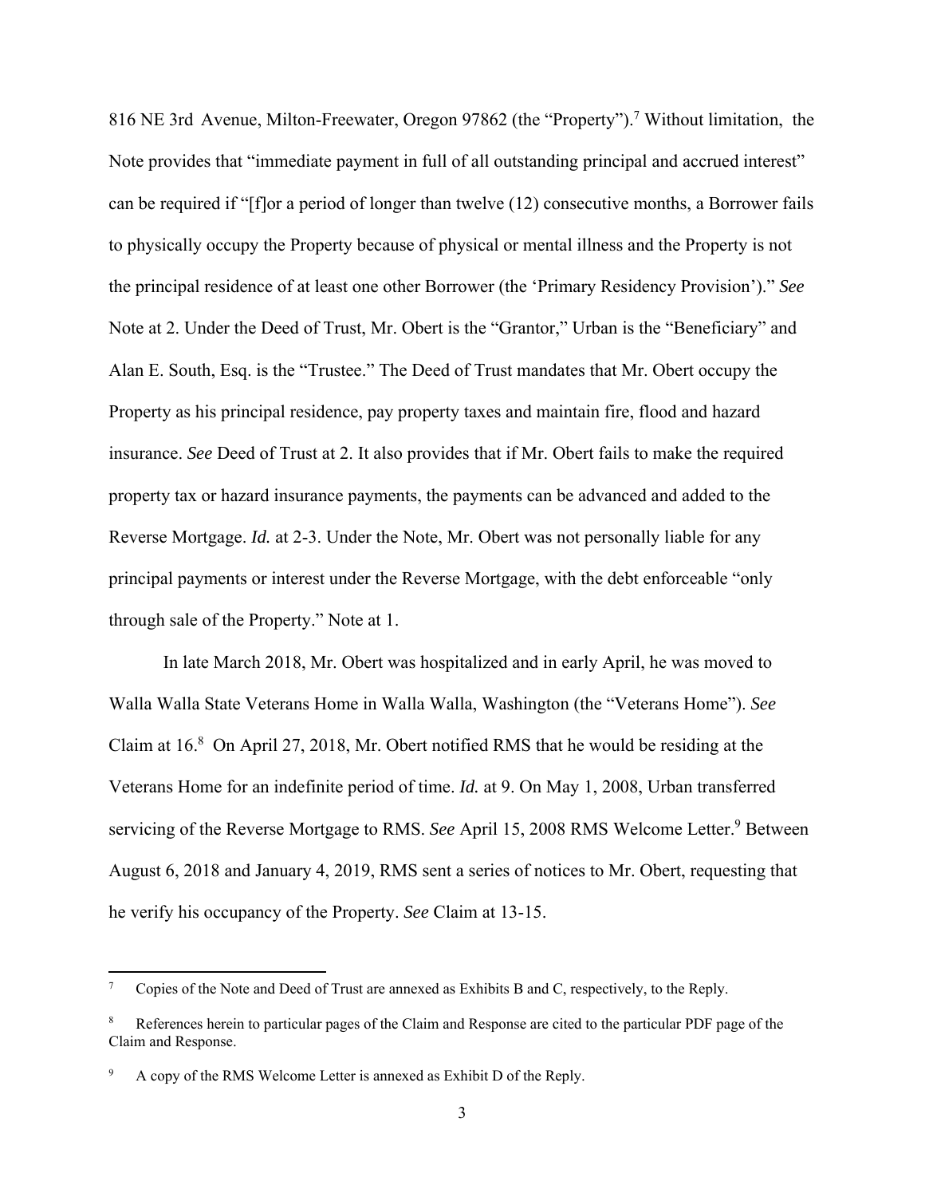816 NE 3rd Avenue, Milton-Freewater, Oregon 97862 (the "Property").[7] Without limitation, the Note provides that "immediate payment in full of all outstanding principal and accrued interest" can be required if "[f]or a period of longer than twelve (12) consecutive months, a Borrower fails to physically occupy the Property because of physical or mental illness and the Property is not the principal residence of at least one other Borrower (the 'Primary Residency Provision')." *See* Note at 2. Under the Deed of Trust, Mr. Obert is the "Grantor," Urban is the "Beneficiary" and Alan E. South, Esq. is the "Trustee." The Deed of Trust mandates that Mr. Obert occupy the Property as his principal residence, pay property taxes and maintain fire, flood and hazard insurance. *See* Deed of Trust at 2. It also provides that if Mr. Obert fails to make the required property tax or hazard insurance payments, the payments can be advanced and added to the Reverse Mortgage. *Id.* at 2-3. Under the Note, Mr. Obert was not personally liable for any principal payments or interest under the Reverse Mortgage, with the debt enforceable "only through sale of the Property." Note at 1.

In late March 2018, Mr. Obert was hospitalized and in early April, he was moved to Walla Walla State Veterans Home in Walla Walla, Washington (the "Veterans Home"). *See* Claim at 16.[8] On April 27, 2018, Mr. Obert notified RMS that he would be residing at the Veterans Home for an indefinite period of time. *Id.* at 9. On May 1, 2008, Urban transferred servicing of the Reverse Mortgage to RMS. *See* April 15, 2008 RMS Welcome Letter.[9] Between August 6, 2018 and January 4, 2019, RMS sent a series of notices to Mr. Obert, requesting that he verify his occupancy of the Property. *See* Claim at 13-15.

---

[7] Copies of the Note and Deed of Trust are annexed as Exhibits B and C, respectively, to the Reply.

[8] References herein to particular pages of the Claim and Response are cited to the particular PDF page of the Claim and Response.

[9] A copy of the RMS Welcome Letter is annexed as Exhibit D of the Reply.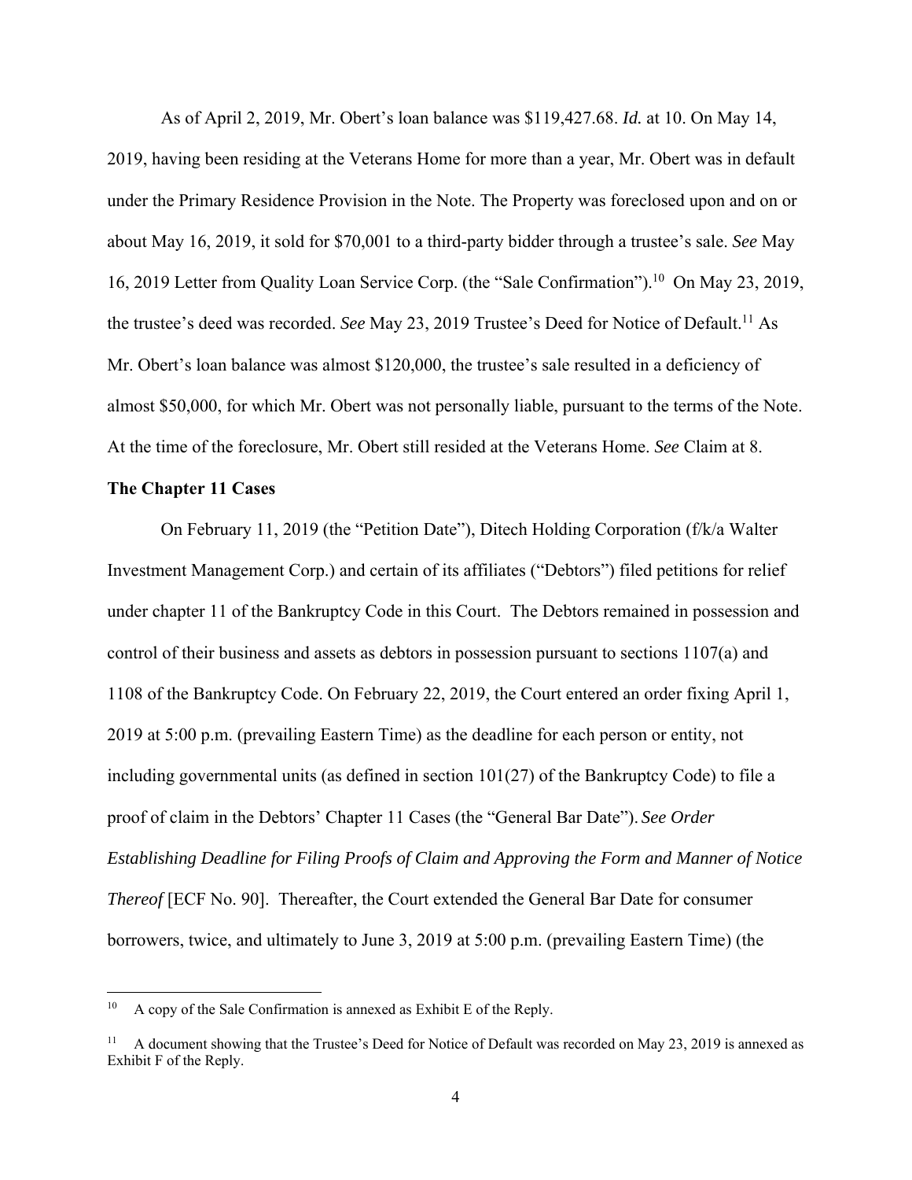As of April 2, 2019, Mr. Obert's loan balance was $119,427.68. *Id.* at 10. On May 14, 2019, having been residing at the Veterans Home for more than a year, Mr. Obert was in default under the Primary Residence Provision in the Note. The Property was foreclosed upon and on or about May 16, 2019, it sold for $70,001 to a third-party bidder through a trustee's sale. *See* May 16, 2019 Letter from Quality Loan Service Corp. (the "Sale Confirmation").[10] On May 23, 2019, the trustee's deed was recorded. *See* May 23, 2019 Trustee's Deed for Notice of Default.[11] As Mr. Obert's loan balance was almost $120,000, the trustee's sale resulted in a deficiency of almost $50,000, for which Mr. Obert was not personally liable, pursuant to the terms of the Note. At the time of the foreclosure, Mr. Obert still resided at the Veterans Home. *See* Claim at 8.

**The Chapter 11 Cases**

On February 11, 2019 (the "Petition Date"), Ditech Holding Corporation (f/k/a Walter Investment Management Corp.) and certain of its affiliates ("Debtors") filed petitions for relief under chapter 11 of the Bankruptcy Code in this Court. The Debtors remained in possession and control of their business and assets as debtors in possession pursuant to sections 1107(a) and 1108 of the Bankruptcy Code. On February 22, 2019, the Court entered an order fixing April 1, 2019 at 5:00 p.m. (prevailing Eastern Time) as the deadline for each person or entity, not including governmental units (as defined in section 101(27) of the Bankruptcy Code) to file a proof of claim in the Debtors' Chapter 11 Cases (the "General Bar Date"). *See Order Establishing Deadline for Filing Proofs of Claim and Approving the Form and Manner of Notice Thereof* [ECF No. 90]. Thereafter, the Court extended the General Bar Date for consumer borrowers, twice, and ultimately to June 3, 2019 at 5:00 p.m. (prevailing Eastern Time) (the

[10] A copy of the Sale Confirmation is annexed as Exhibit E of the Reply.

[11] A document showing that the Trustee's Deed for Notice of Default was recorded on May 23, 2019 is annexed as Exhibit F of the Reply.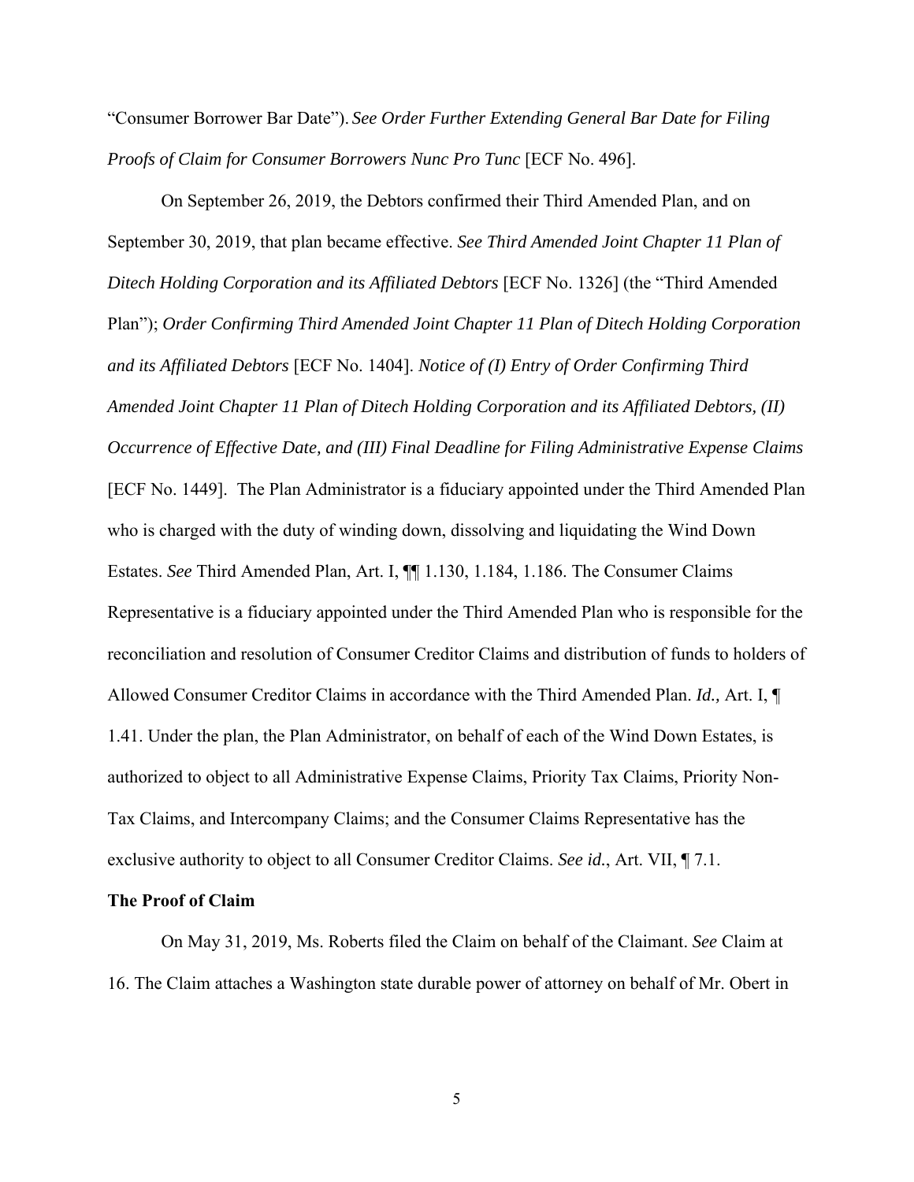"Consumer Borrower Bar Date"). *See Order Further Extending General Bar Date for Filing Proofs of Claim for Consumer Borrowers Nunc Pro Tunc* [ECF No. 496].

On September 26, 2019, the Debtors confirmed their Third Amended Plan, and on September 30, 2019, that plan became effective. *See Third Amended Joint Chapter 11 Plan of Ditech Holding Corporation and its Affiliated Debtors* [ECF No. 1326] (the "Third Amended Plan"); *Order Confirming Third Amended Joint Chapter 11 Plan of Ditech Holding Corporation and its Affiliated Debtors* [ECF No. 1404]. *Notice of (I) Entry of Order Confirming Third Amended Joint Chapter 11 Plan of Ditech Holding Corporation and its Affiliated Debtors, (II) Occurrence of Effective Date, and (III) Final Deadline for Filing Administrative Expense Claims* [ECF No. 1449]. The Plan Administrator is a fiduciary appointed under the Third Amended Plan who is charged with the duty of winding down, dissolving and liquidating the Wind Down Estates. *See* Third Amended Plan, Art. I, ¶¶ 1.130, 1.184, 1.186. The Consumer Claims Representative is a fiduciary appointed under the Third Amended Plan who is responsible for the reconciliation and resolution of Consumer Creditor Claims and distribution of funds to holders of Allowed Consumer Creditor Claims in accordance with the Third Amended Plan. *Id.,* Art. I, ¶ 1.41. Under the plan, the Plan Administrator, on behalf of each of the Wind Down Estates, is authorized to object to all Administrative Expense Claims, Priority Tax Claims, Priority Non-Tax Claims, and Intercompany Claims; and the Consumer Claims Representative has the exclusive authority to object to all Consumer Creditor Claims. *See id.*, Art. VII, ¶ 7.1.

**The Proof of Claim**

On May 31, 2019, Ms. Roberts filed the Claim on behalf of the Claimant. *See* Claim at 16. The Claim attaches a Washington state durable power of attorney on behalf of Mr. Obert in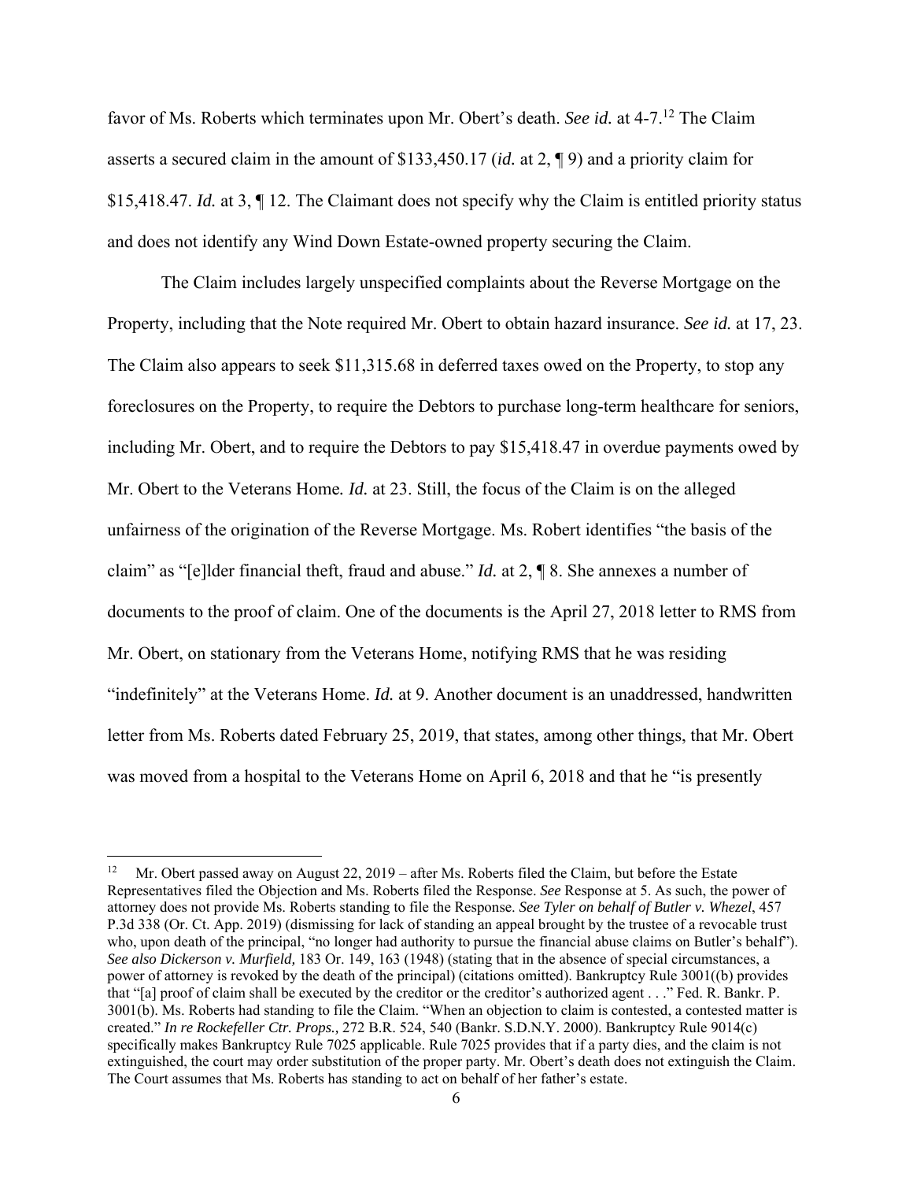favor of Ms. Roberts which terminates upon Mr. Obert's death. *See id.* at 4-7.[12] The Claim asserts a secured claim in the amount of $133,450.17 (*id.* at 2, ¶ 9) and a priority claim for $15,418.47. *Id.* at 3, ¶ 12. The Claimant does not specify why the Claim is entitled priority status and does not identify any Wind Down Estate-owned property securing the Claim.

The Claim includes largely unspecified complaints about the Reverse Mortgage on the Property, including that the Note required Mr. Obert to obtain hazard insurance. *See id.* at 17, 23. The Claim also appears to seek $11,315.68 in deferred taxes owed on the Property, to stop any foreclosures on the Property, to require the Debtors to purchase long-term healthcare for seniors, including Mr. Obert, and to require the Debtors to pay $15,418.47 in overdue payments owed by Mr. Obert to the Veterans Home. *Id.* at 23. Still, the focus of the Claim is on the alleged unfairness of the origination of the Reverse Mortgage. Ms. Robert identifies "the basis of the claim" as "[e]lder financial theft, fraud and abuse." *Id.* at 2, ¶ 8. She annexes a number of documents to the proof of claim. One of the documents is the April 27, 2018 letter to RMS from Mr. Obert, on stationary from the Veterans Home, notifying RMS that he was residing "indefinitely" at the Veterans Home. *Id.* at 9. Another document is an unaddressed, handwritten letter from Ms. Roberts dated February 25, 2019, that states, among other things, that Mr. Obert was moved from a hospital to the Veterans Home on April 6, 2018 and that he "is presently

---

[12] Mr. Obert passed away on August 22, 2019 – after Ms. Roberts filed the Claim, but before the Estate Representatives filed the Objection and Ms. Roberts filed the Response. *See* Response at 5. As such, the power of attorney does not provide Ms. Roberts standing to file the Response. *See Tyler on behalf of Butler v. Whezel*, 457 P.3d 338 (Or. Ct. App. 2019) (dismissing for lack of standing an appeal brought by the trustee of a revocable trust who, upon death of the principal, "no longer had authority to pursue the financial abuse claims on Butler's behalf"). *See also Dickerson v. Murfield,* 183 Or. 149, 163 (1948) (stating that in the absence of special circumstances, a power of attorney is revoked by the death of the principal) (citations omitted). Bankruptcy Rule 3001((b) provides that "[a] proof of claim shall be executed by the creditor or the creditor's authorized agent . . ." Fed. R. Bankr. P. 3001(b). Ms. Roberts had standing to file the Claim. "When an objection to claim is contested, a contested matter is created." *In re Rockefeller Ctr. Props.,* 272 B.R. 524, 540 (Bankr. S.D.N.Y. 2000). Bankruptcy Rule 9014(c) specifically makes Bankruptcy Rule 7025 applicable. Rule 7025 provides that if a party dies, and the claim is not extinguished, the court may order substitution of the proper party. Mr. Obert's death does not extinguish the Claim. The Court assumes that Ms. Roberts has standing to act on behalf of her father's estate.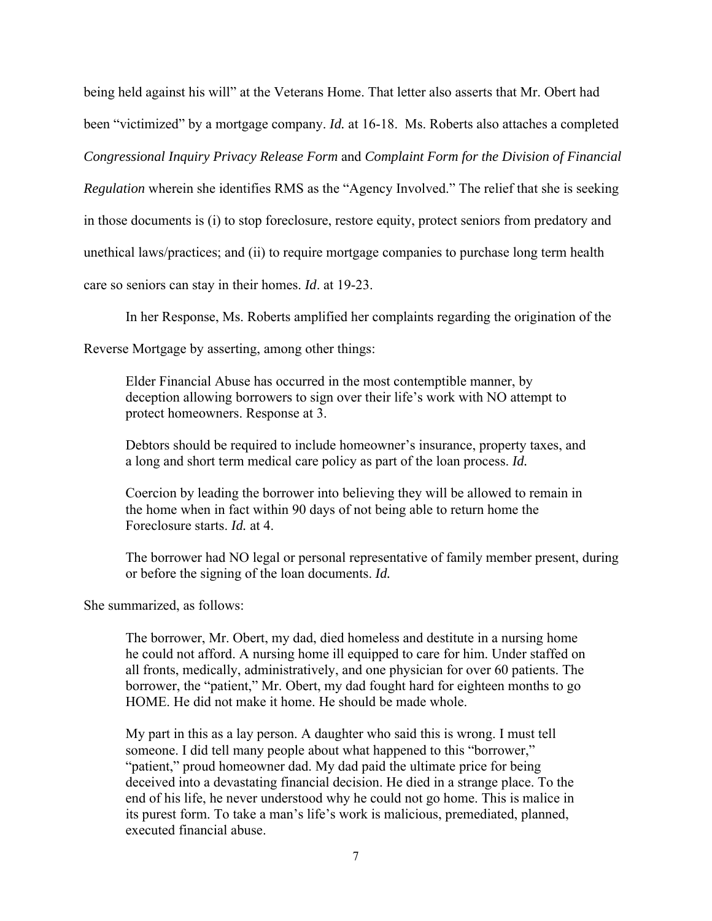being held against his will" at the Veterans Home. That letter also asserts that Mr. Obert had been "victimized" by a mortgage company. *Id.* at 16-18. Ms. Roberts also attaches a completed *Congressional Inquiry Privacy Release Form* and *Complaint Form for the Division of Financial Regulation* wherein she identifies RMS as the "Agency Involved." The relief that she is seeking in those documents is (i) to stop foreclosure, restore equity, protect seniors from predatory and unethical laws/practices; and (ii) to require mortgage companies to purchase long term health care so seniors can stay in their homes. *Id*. at 19-23.

In her Response, Ms. Roberts amplified her complaints regarding the origination of the Reverse Mortgage by asserting, among other things:

> Elder Financial Abuse has occurred in the most contemptible manner, by deception allowing borrowers to sign over their life's work with NO attempt to protect homeowners. Response at 3.
>
> Debtors should be required to include homeowner's insurance, property taxes, and a long and short term medical care policy as part of the loan process. *Id.*
>
> Coercion by leading the borrower into believing they will be allowed to remain in the home when in fact within 90 days of not being able to return home the Foreclosure starts. *Id.* at 4.
>
> The borrower had NO legal or personal representative of family member present, during or before the signing of the loan documents. *Id.*

She summarized, as follows:

> The borrower, Mr. Obert, my dad, died homeless and destitute in a nursing home he could not afford. A nursing home ill equipped to care for him. Under staffed on all fronts, medically, administratively, and one physician for over 60 patients. The borrower, the "patient," Mr. Obert, my dad fought hard for eighteen months to go HOME. He did not make it home. He should be made whole.
>
> My part in this as a lay person. A daughter who said this is wrong. I must tell someone. I did tell many people about what happened to this "borrower," "patient," proud homeowner dad. My dad paid the ultimate price for being deceived into a devastating financial decision. He died in a strange place. To the end of his life, he never understood why he could not go home. This is malice in its purest form. To take a man's life's work is malicious, premediated, planned, executed financial abuse.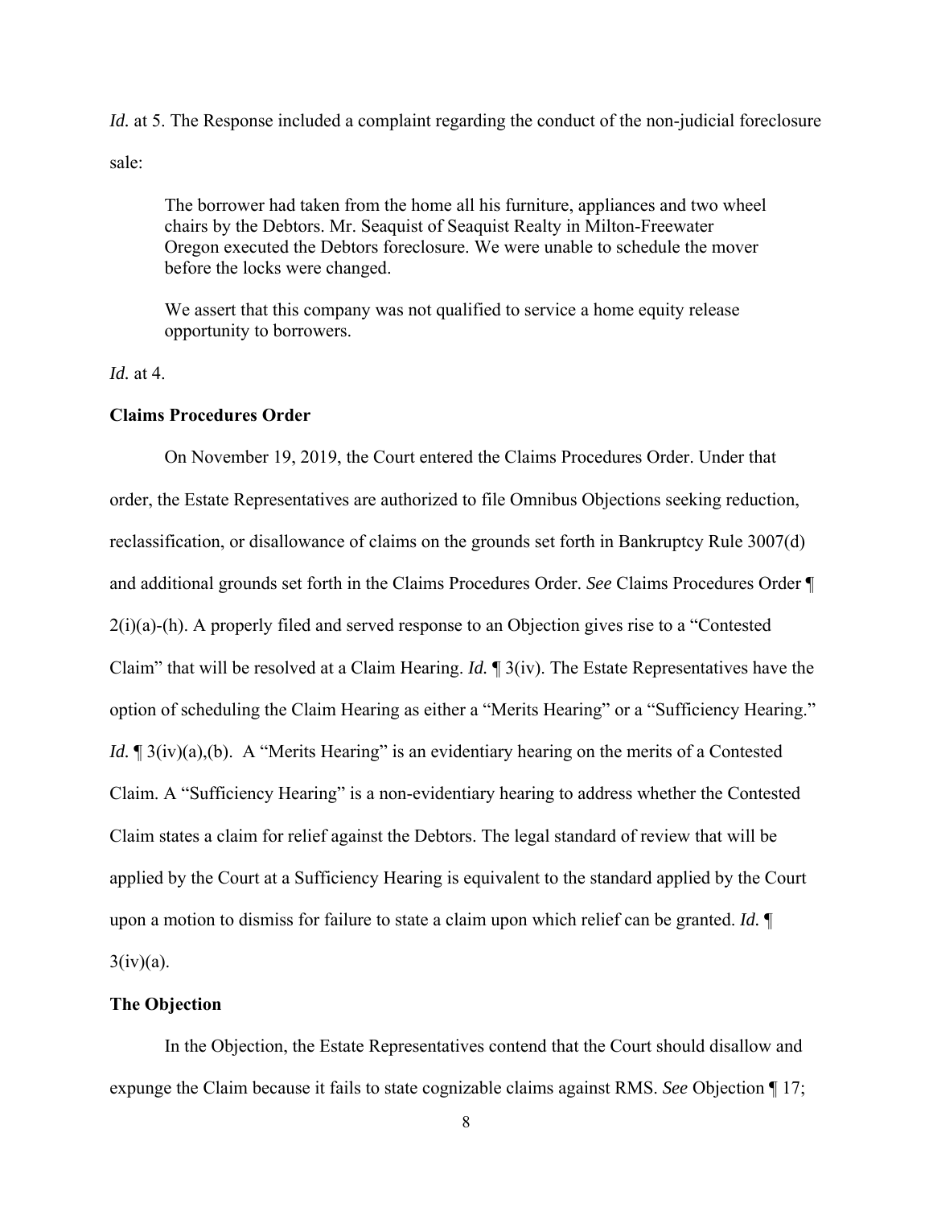*Id.* at 5. The Response included a complaint regarding the conduct of the non-judicial foreclosure sale:

> The borrower had taken from the home all his furniture, appliances and two wheel chairs by the Debtors. Mr. Seaquist of Seaquist Realty in Milton-Freewater Oregon executed the Debtors foreclosure. We were unable to schedule the mover before the locks were changed.
>
> We assert that this company was not qualified to service a home equity release opportunity to borrowers.

*Id.* at 4.

**Claims Procedures Order**

On November 19, 2019, the Court entered the Claims Procedures Order. Under that order, the Estate Representatives are authorized to file Omnibus Objections seeking reduction, reclassification, or disallowance of claims on the grounds set forth in Bankruptcy Rule 3007(d) and additional grounds set forth in the Claims Procedures Order. *See* Claims Procedures Order ¶ 2(i)(a)-(h). A properly filed and served response to an Objection gives rise to a "Contested Claim" that will be resolved at a Claim Hearing. *Id.* ¶ 3(iv). The Estate Representatives have the option of scheduling the Claim Hearing as either a "Merits Hearing" or a "Sufficiency Hearing." *Id.* ¶ 3(iv)(a),(b). A "Merits Hearing" is an evidentiary hearing on the merits of a Contested Claim. A "Sufficiency Hearing" is a non-evidentiary hearing to address whether the Contested Claim states a claim for relief against the Debtors. The legal standard of review that will be applied by the Court at a Sufficiency Hearing is equivalent to the standard applied by the Court upon a motion to dismiss for failure to state a claim upon which relief can be granted. *Id.* ¶ 3(iv)(a).

**The Objection**

In the Objection, the Estate Representatives contend that the Court should disallow and expunge the Claim because it fails to state cognizable claims against RMS. *See* Objection ¶ 17;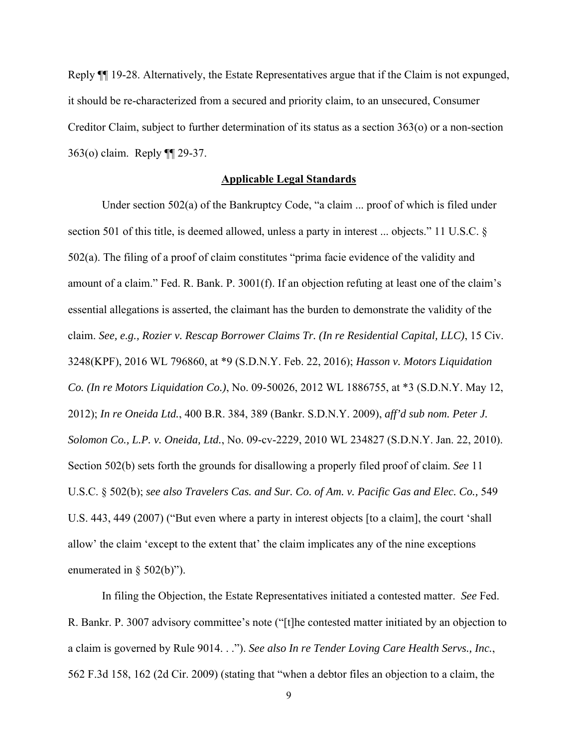Reply ¶¶ 19-28. Alternatively, the Estate Representatives argue that if the Claim is not expunged, it should be re-characterized from a secured and priority claim, to an unsecured, Consumer Creditor Claim, subject to further determination of its status as a section 363(o) or a non-section 363(o) claim. Reply ¶¶ 29-37.

## Applicable Legal Standards

Under section 502(a) of the Bankruptcy Code, "a claim ... proof of which is filed under section 501 of this title, is deemed allowed, unless a party in interest ... objects." 11 U.S.C. § 502(a). The filing of a proof of claim constitutes "prima facie evidence of the validity and amount of a claim." Fed. R. Bank. P. 3001(f). If an objection refuting at least one of the claim's essential allegations is asserted, the claimant has the burden to demonstrate the validity of the claim. *See, e.g., Rozier v. Rescap Borrower Claims Tr. (In re Residential Capital, LLC)*, 15 Civ. 3248(KPF), 2016 WL 796860, at *9 (S.D.N.Y. Feb. 22, 2016); *Hasson v. Motors Liquidation Co. (In re Motors Liquidation Co.)*, No. 09-50026, 2012 WL 1886755, at *3 (S.D.N.Y. May 12, 2012); *In re Oneida Ltd.*, 400 B.R. 384, 389 (Bankr. S.D.N.Y. 2009), *aff'd sub nom. Peter J. Solomon Co., L.P. v. Oneida, Ltd.*, No. 09-cv-2229, 2010 WL 234827 (S.D.N.Y. Jan. 22, 2010). Section 502(b) sets forth the grounds for disallowing a properly filed proof of claim. *See* 11 U.S.C. § 502(b); *see also Travelers Cas. and Sur. Co. of Am. v. Pacific Gas and Elec. Co.*, 549 U.S. 443, 449 (2007) ("But even where a party in interest objects [to a claim], the court 'shall allow' the claim 'except to the extent that' the claim implicates any of the nine exceptions enumerated in § 502(b)").

In filing the Objection, the Estate Representatives initiated a contested matter. *See* Fed. R. Bankr. P. 3007 advisory committee's note ("[t]he contested matter initiated by an objection to a claim is governed by Rule 9014. . ."). *See also In re Tender Loving Care Health Servs., Inc.*, 562 F.3d 158, 162 (2d Cir. 2009) (stating that "when a debtor files an objection to a claim, the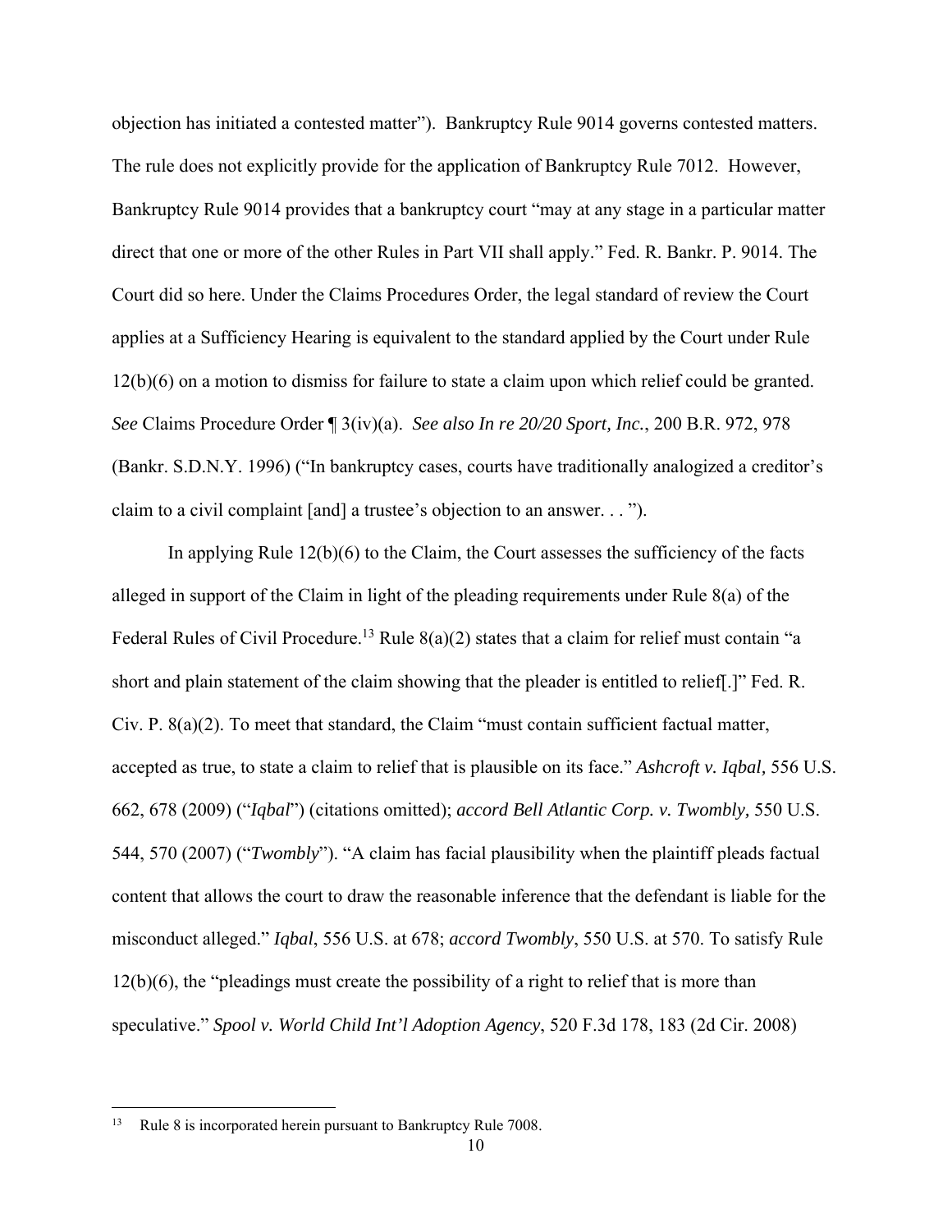objection has initiated a contested matter"). Bankruptcy Rule 9014 governs contested matters. The rule does not explicitly provide for the application of Bankruptcy Rule 7012. However, Bankruptcy Rule 9014 provides that a bankruptcy court "may at any stage in a particular matter direct that one or more of the other Rules in Part VII shall apply." Fed. R. Bankr. P. 9014. The Court did so here. Under the Claims Procedures Order, the legal standard of review the Court applies at a Sufficiency Hearing is equivalent to the standard applied by the Court under Rule 12(b)(6) on a motion to dismiss for failure to state a claim upon which relief could be granted. *See* Claims Procedure Order ¶ 3(iv)(a). *See also In re 20/20 Sport, Inc.*, 200 B.R. 972, 978 (Bankr. S.D.N.Y. 1996) ("In bankruptcy cases, courts have traditionally analogized a creditor's claim to a civil complaint [and] a trustee's objection to an answer. . . ").

In applying Rule 12(b)(6) to the Claim, the Court assesses the sufficiency of the facts alleged in support of the Claim in light of the pleading requirements under Rule 8(a) of the Federal Rules of Civil Procedure.[13] Rule 8(a)(2) states that a claim for relief must contain "a short and plain statement of the claim showing that the pleader is entitled to relief[.]" Fed. R. Civ. P. 8(a)(2). To meet that standard, the Claim "must contain sufficient factual matter, accepted as true, to state a claim to relief that is plausible on its face." *Ashcroft v. Iqbal,* 556 U.S. 662, 678 (2009) ("*Iqbal*") (citations omitted); *accord Bell Atlantic Corp. v. Twombly,* 550 U.S. 544, 570 (2007) ("*Twombly*"). "A claim has facial plausibility when the plaintiff pleads factual content that allows the court to draw the reasonable inference that the defendant is liable for the misconduct alleged." *Iqbal*, 556 U.S. at 678; *accord Twombly*, 550 U.S. at 570. To satisfy Rule 12(b)(6), the "pleadings must create the possibility of a right to relief that is more than speculative." *Spool v. World Child Int'l Adoption Agency*, 520 F.3d 178, 183 (2d Cir. 2008)

---

[13] Rule 8 is incorporated herein pursuant to Bankruptcy Rule 7008.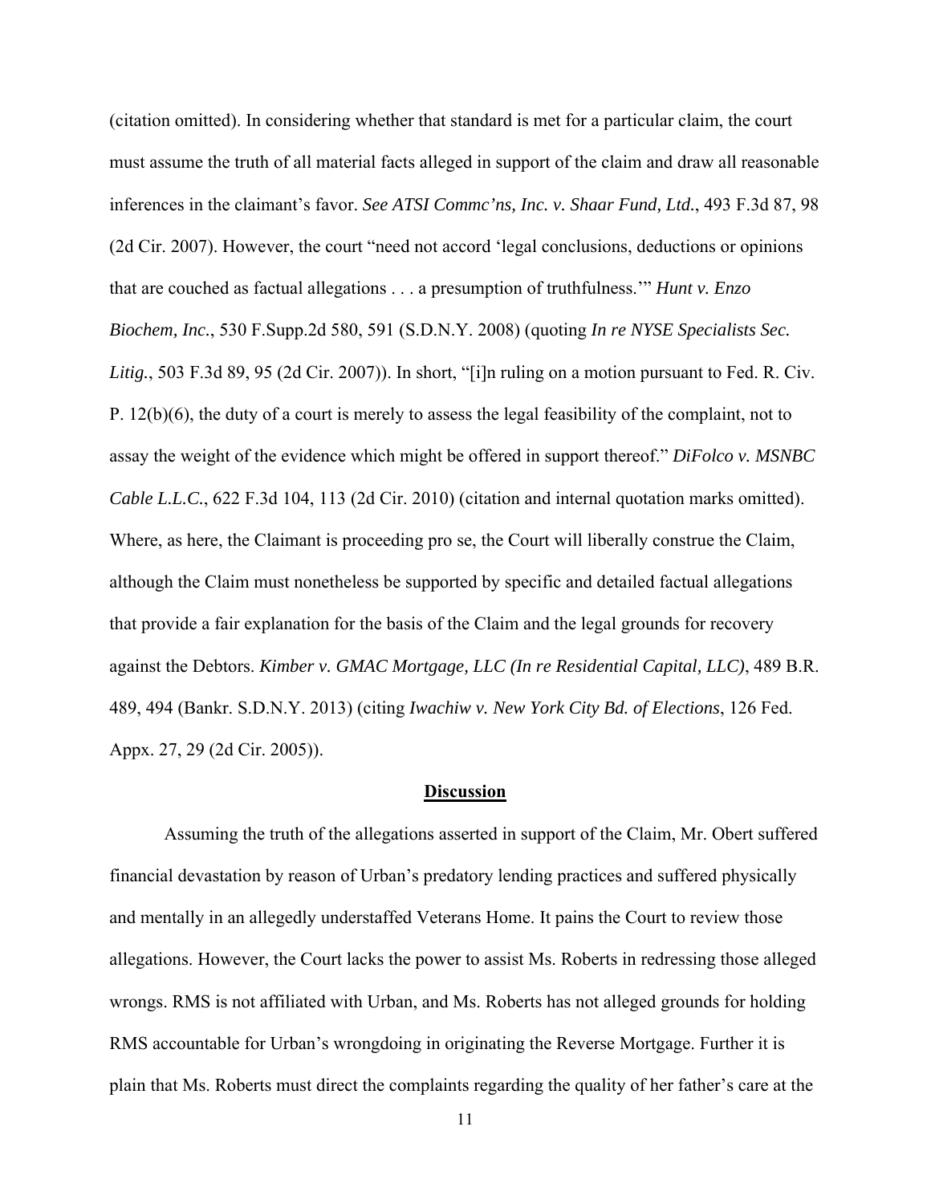(citation omitted). In considering whether that standard is met for a particular claim, the court must assume the truth of all material facts alleged in support of the claim and draw all reasonable inferences in the claimant's favor. *See ATSI Commc'ns, Inc. v. Shaar Fund, Ltd.*, 493 F.3d 87, 98 (2d Cir. 2007). However, the court "need not accord 'legal conclusions, deductions or opinions that are couched as factual allegations . . . a presumption of truthfulness.'" *Hunt v. Enzo Biochem, Inc.*, 530 F.Supp.2d 580, 591 (S.D.N.Y. 2008) (quoting *In re NYSE Specialists Sec. Litig.*, 503 F.3d 89, 95 (2d Cir. 2007)). In short, "[i]n ruling on a motion pursuant to Fed. R. Civ. P. 12(b)(6), the duty of a court is merely to assess the legal feasibility of the complaint, not to assay the weight of the evidence which might be offered in support thereof." *DiFolco v. MSNBC Cable L.L.C.*, 622 F.3d 104, 113 (2d Cir. 2010) (citation and internal quotation marks omitted). Where, as here, the Claimant is proceeding pro se, the Court will liberally construe the Claim, although the Claim must nonetheless be supported by specific and detailed factual allegations that provide a fair explanation for the basis of the Claim and the legal grounds for recovery against the Debtors. *Kimber v. GMAC Mortgage, LLC (In re Residential Capital, LLC)*, 489 B.R. 489, 494 (Bankr. S.D.N.Y. 2013) (citing *Iwachiw v. New York City Bd. of Elections*, 126 Fed. Appx. 27, 29 (2d Cir. 2005)).

## Discussion

Assuming the truth of the allegations asserted in support of the Claim, Mr. Obert suffered financial devastation by reason of Urban's predatory lending practices and suffered physically and mentally in an allegedly understaffed Veterans Home. It pains the Court to review those allegations. However, the Court lacks the power to assist Ms. Roberts in redressing those alleged wrongs. RMS is not affiliated with Urban, and Ms. Roberts has not alleged grounds for holding RMS accountable for Urban's wrongdoing in originating the Reverse Mortgage. Further it is plain that Ms. Roberts must direct the complaints regarding the quality of her father's care at the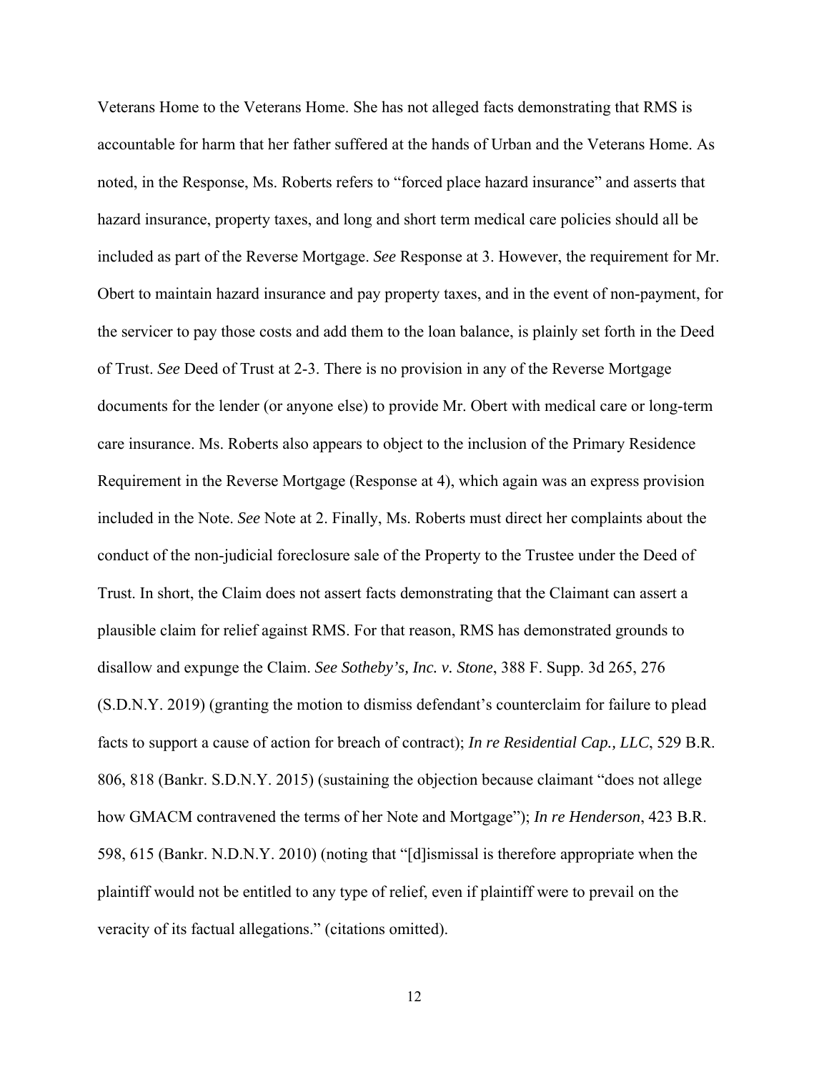Veterans Home to the Veterans Home. She has not alleged facts demonstrating that RMS is accountable for harm that her father suffered at the hands of Urban and the Veterans Home. As noted, in the Response, Ms. Roberts refers to "forced place hazard insurance" and asserts that hazard insurance, property taxes, and long and short term medical care policies should all be included as part of the Reverse Mortgage. *See* Response at 3. However, the requirement for Mr. Obert to maintain hazard insurance and pay property taxes, and in the event of non-payment, for the servicer to pay those costs and add them to the loan balance, is plainly set forth in the Deed of Trust. *See* Deed of Trust at 2-3. There is no provision in any of the Reverse Mortgage documents for the lender (or anyone else) to provide Mr. Obert with medical care or long-term care insurance. Ms. Roberts also appears to object to the inclusion of the Primary Residence Requirement in the Reverse Mortgage (Response at 4), which again was an express provision included in the Note. *See* Note at 2. Finally, Ms. Roberts must direct her complaints about the conduct of the non-judicial foreclosure sale of the Property to the Trustee under the Deed of Trust. In short, the Claim does not assert facts demonstrating that the Claimant can assert a plausible claim for relief against RMS. For that reason, RMS has demonstrated grounds to disallow and expunge the Claim. *See Sotheby's, Inc. v. Stone*, 388 F. Supp. 3d 265, 276 (S.D.N.Y. 2019) (granting the motion to dismiss defendant's counterclaim for failure to plead facts to support a cause of action for breach of contract); *In re Residential Cap., LLC*, 529 B.R. 806, 818 (Bankr. S.D.N.Y. 2015) (sustaining the objection because claimant "does not allege how GMACM contravened the terms of her Note and Mortgage"); *In re Henderson*, 423 B.R. 598, 615 (Bankr. N.D.N.Y. 2010) (noting that "[d]ismissal is therefore appropriate when the plaintiff would not be entitled to any type of relief, even if plaintiff were to prevail on the veracity of its factual allegations." (citations omitted).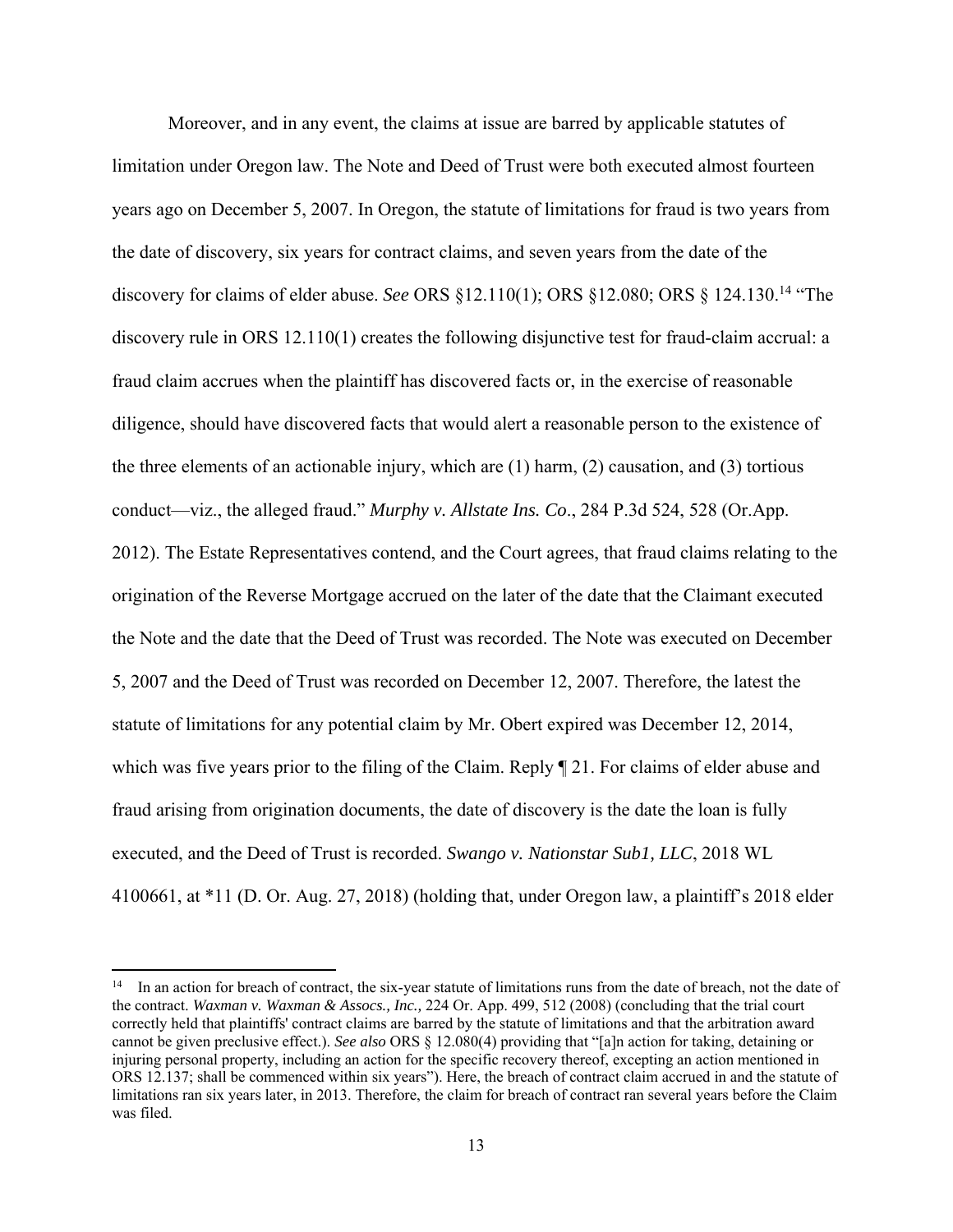Moreover, and in any event, the claims at issue are barred by applicable statutes of limitation under Oregon law. The Note and Deed of Trust were both executed almost fourteen years ago on December 5, 2007. In Oregon, the statute of limitations for fraud is two years from the date of discovery, six years for contract claims, and seven years from the date of the discovery for claims of elder abuse. *See* ORS §12.110(1); ORS §12.080; ORS § 124.130.[14] "The discovery rule in ORS 12.110(1) creates the following disjunctive test for fraud-claim accrual: a fraud claim accrues when the plaintiff has discovered facts or, in the exercise of reasonable diligence, should have discovered facts that would alert a reasonable person to the existence of the three elements of an actionable injury, which are (1) harm, (2) causation, and (3) tortious conduct—viz., the alleged fraud." *Murphy v. Allstate Ins. Co*., 284 P.3d 524, 528 (Or.App. 2012). The Estate Representatives contend, and the Court agrees, that fraud claims relating to the origination of the Reverse Mortgage accrued on the later of the date that the Claimant executed the Note and the date that the Deed of Trust was recorded. The Note was executed on December 5, 2007 and the Deed of Trust was recorded on December 12, 2007. Therefore, the latest the statute of limitations for any potential claim by Mr. Obert expired was December 12, 2014, which was five years prior to the filing of the Claim. Reply ¶ 21. For claims of elder abuse and fraud arising from origination documents, the date of discovery is the date the loan is fully executed, and the Deed of Trust is recorded. *Swango v. Nationstar Sub1, LLC*, 2018 WL 4100661, at *11 (D. Or. Aug. 27, 2018) (holding that, under Oregon law, a plaintiff's 2018 elder

---

[14] In an action for breach of contract, the six-year statute of limitations runs from the date of breach, not the date of the contract. *Waxman v. Waxman & Assocs., Inc.,* 224 Or. App. 499, 512 (2008) (concluding that the trial court correctly held that plaintiffs' contract claims are barred by the statute of limitations and that the arbitration award cannot be given preclusive effect.). *See also* ORS § 12.080(4) providing that "[a]n action for taking, detaining or injuring personal property, including an action for the specific recovery thereof, excepting an action mentioned in ORS 12.137; shall be commenced within six years"). Here, the breach of contract claim accrued in and the statute of limitations ran six years later, in 2013. Therefore, the claim for breach of contract ran several years before the Claim was filed.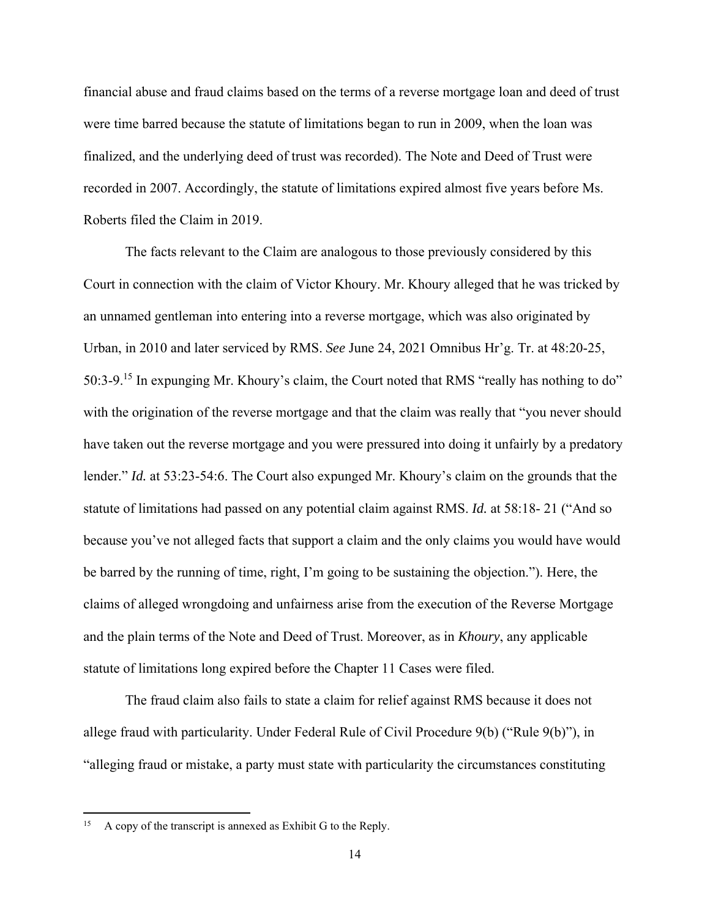financial abuse and fraud claims based on the terms of a reverse mortgage loan and deed of trust were time barred because the statute of limitations began to run in 2009, when the loan was finalized, and the underlying deed of trust was recorded). The Note and Deed of Trust were recorded in 2007. Accordingly, the statute of limitations expired almost five years before Ms. Roberts filed the Claim in 2019.

The facts relevant to the Claim are analogous to those previously considered by this Court in connection with the claim of Victor Khoury. Mr. Khoury alleged that he was tricked by an unnamed gentleman into entering into a reverse mortgage, which was also originated by Urban, in 2010 and later serviced by RMS. *See* June 24, 2021 Omnibus Hr'g. Tr. at 48:20-25, 50:3-9.[15] In expunging Mr. Khoury's claim, the Court noted that RMS "really has nothing to do" with the origination of the reverse mortgage and that the claim was really that "you never should have taken out the reverse mortgage and you were pressured into doing it unfairly by a predatory lender." *Id.* at 53:23-54:6. The Court also expunged Mr. Khoury's claim on the grounds that the statute of limitations had passed on any potential claim against RMS. *Id.* at 58:18- 21 ("And so because you've not alleged facts that support a claim and the only claims you would have would be barred by the running of time, right, I'm going to be sustaining the objection."). Here, the claims of alleged wrongdoing and unfairness arise from the execution of the Reverse Mortgage and the plain terms of the Note and Deed of Trust. Moreover, as in *Khoury*, any applicable statute of limitations long expired before the Chapter 11 Cases were filed.

The fraud claim also fails to state a claim for relief against RMS because it does not allege fraud with particularity. Under Federal Rule of Civil Procedure 9(b) ("Rule 9(b)"), in "alleging fraud or mistake, a party must state with particularity the circumstances constituting

---

[15] A copy of the transcript is annexed as Exhibit G to the Reply.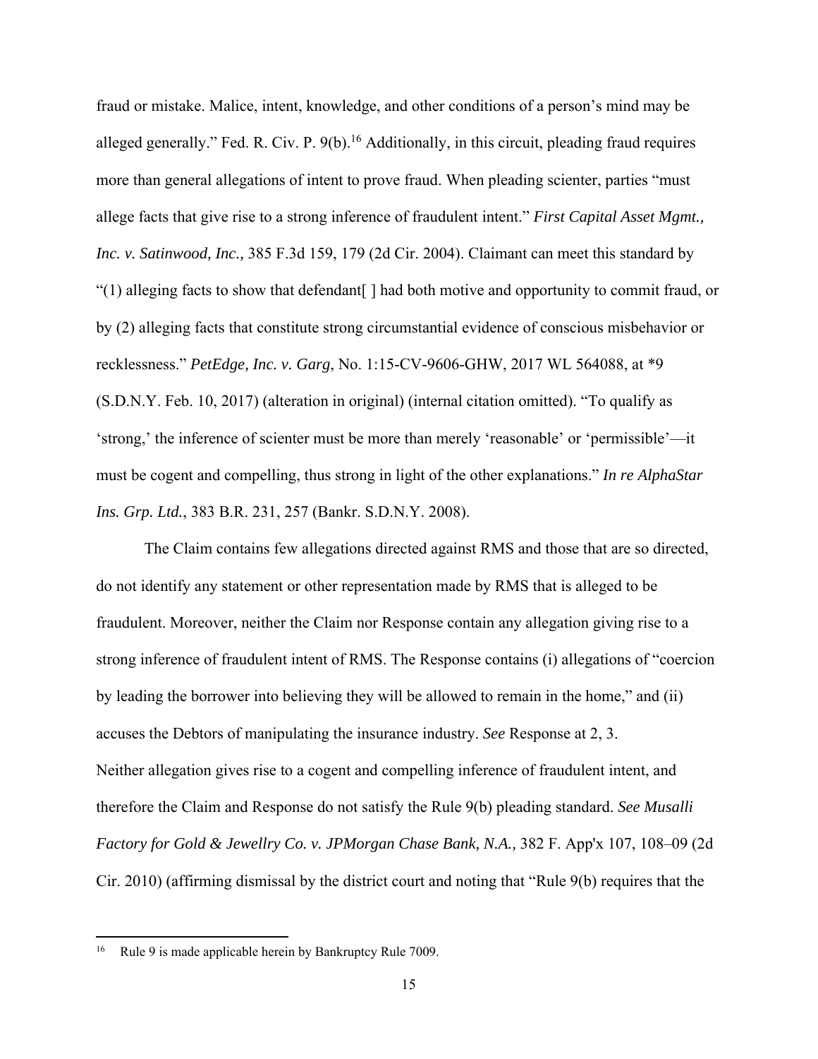fraud or mistake. Malice, intent, knowledge, and other conditions of a person's mind may be alleged generally." Fed. R. Civ. P. 9(b).[16] Additionally, in this circuit, pleading fraud requires more than general allegations of intent to prove fraud. When pleading scienter, parties "must allege facts that give rise to a strong inference of fraudulent intent." *First Capital Asset Mgmt., Inc. v. Satinwood, Inc.,* 385 F.3d 159, 179 (2d Cir. 2004). Claimant can meet this standard by "(1) alleging facts to show that defendant[ ] had both motive and opportunity to commit fraud, or by (2) alleging facts that constitute strong circumstantial evidence of conscious misbehavior or recklessness." *PetEdge, Inc. v. Garg*, No. 1:15-CV-9606-GHW, 2017 WL 564088, at *9 (S.D.N.Y. Feb. 10, 2017) (alteration in original) (internal citation omitted). "To qualify as 'strong,' the inference of scienter must be more than merely 'reasonable' or 'permissible'—it must be cogent and compelling, thus strong in light of the other explanations." *In re AlphaStar Ins. Grp. Ltd.*, 383 B.R. 231, 257 (Bankr. S.D.N.Y. 2008).

The Claim contains few allegations directed against RMS and those that are so directed, do not identify any statement or other representation made by RMS that is alleged to be fraudulent. Moreover, neither the Claim nor Response contain any allegation giving rise to a strong inference of fraudulent intent of RMS. The Response contains (i) allegations of "coercion by leading the borrower into believing they will be allowed to remain in the home," and (ii) accuses the Debtors of manipulating the insurance industry. *See* Response at 2, 3. Neither allegation gives rise to a cogent and compelling inference of fraudulent intent, and therefore the Claim and Response do not satisfy the Rule 9(b) pleading standard. *See Musalli Factory for Gold & Jewellry Co. v. JPMorgan Chase Bank, N.A.,* 382 F. App'x 107, 108–09 (2d Cir. 2010) (affirming dismissal by the district court and noting that "Rule 9(b) requires that the

---

[16] Rule 9 is made applicable herein by Bankruptcy Rule 7009.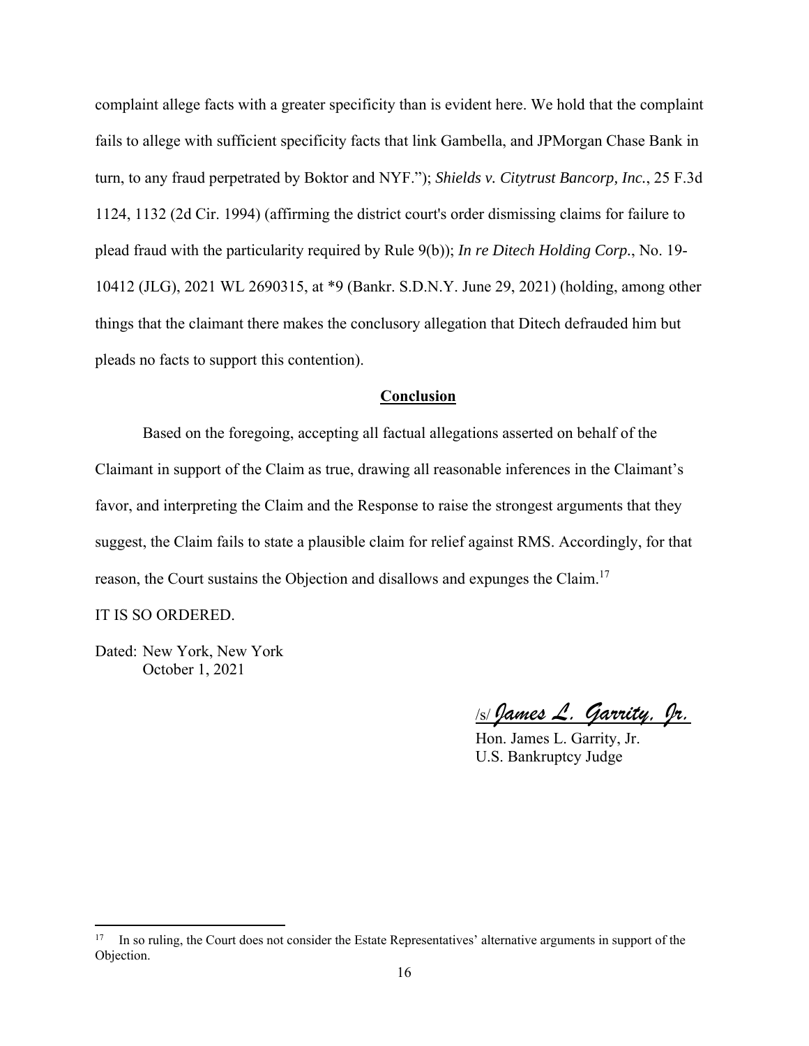complaint allege facts with a greater specificity than is evident here. We hold that the complaint fails to allege with sufficient specificity facts that link Gambella, and JPMorgan Chase Bank in turn, to any fraud perpetrated by Boktor and NYF."); *Shields v. Citytrust Bancorp, Inc.*, 25 F.3d 1124, 1132 (2d Cir. 1994) (affirming the district court's order dismissing claims for failure to plead fraud with the particularity required by Rule 9(b)); *In re Ditech Holding Corp.*, No. 19-10412 (JLG), 2021 WL 2690315, at *9 (Bankr. S.D.N.Y. June 29, 2021) (holding, among other things that the claimant there makes the conclusory allegation that Ditech defrauded him but pleads no facts to support this contention).

## **Conclusion**

Based on the foregoing, accepting all factual allegations asserted on behalf of the Claimant in support of the Claim as true, drawing all reasonable inferences in the Claimant's favor, and interpreting the Claim and the Response to raise the strongest arguments that they suggest, the Claim fails to state a plausible claim for relief against RMS. Accordingly, for that reason, the Court sustains the Objection and disallows and expunges the Claim.[17]

IT IS SO ORDERED.

Dated: New York, New York
October 1, 2021

/s/ *James L. Garrity, Jr.*
Hon. James L. Garrity, Jr.
U.S. Bankruptcy Judge

---

[17] In so ruling, the Court does not consider the Estate Representatives' alternative arguments in support of the Objection.